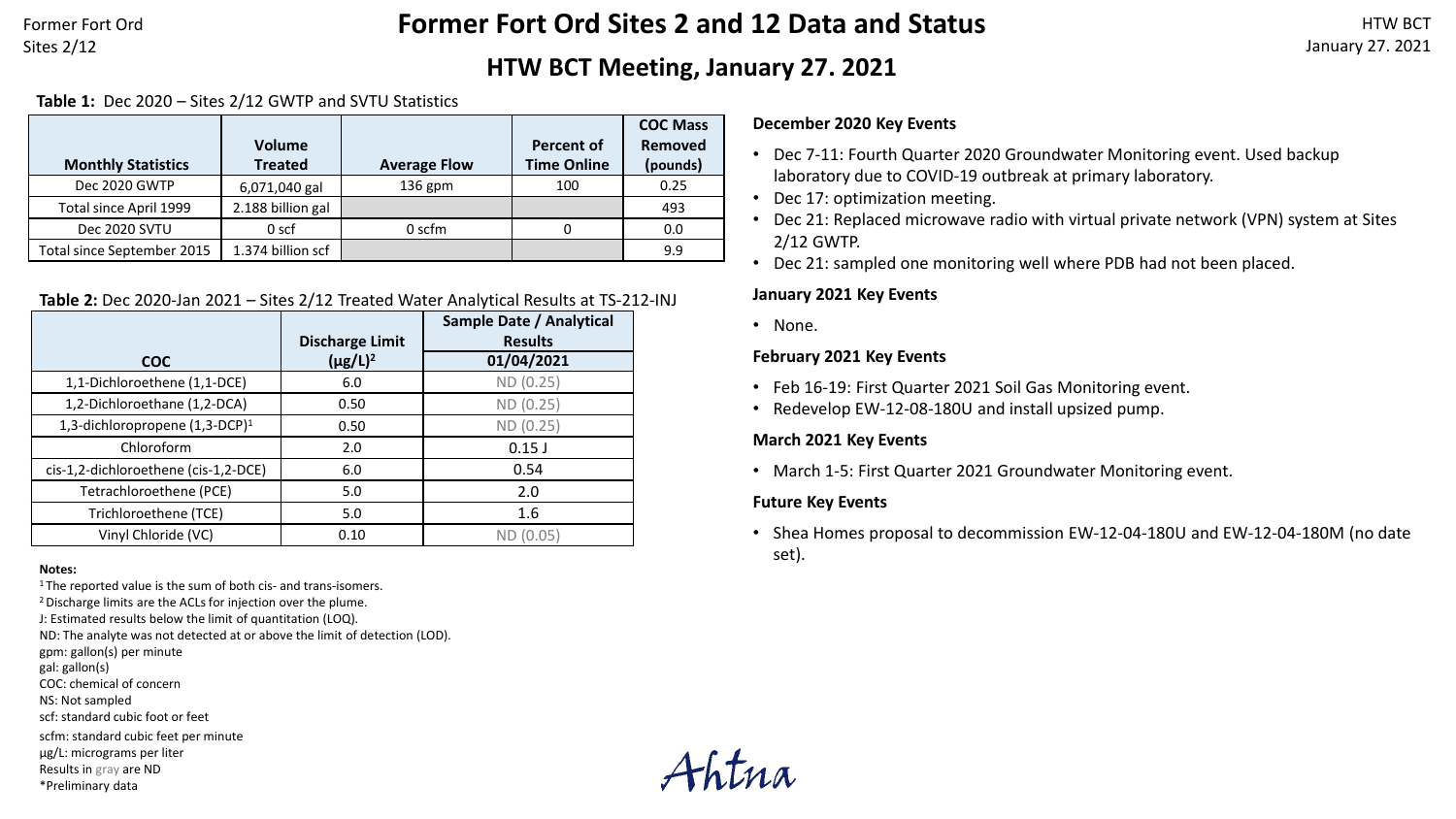# Former Fort Ord Sites 2 and 12 Data and Status

## HTW BCT Meeting, January 27. 2021

**Table 1:** Dec 2020 – Sites 2/12 GWTP and SVTU Statistics

| Monthly Statistics | Volume Treated | Average Flow | Percent of Time Online | COC Mass Removed (pounds) |
|---|---|---|---|---|
| Dec 2020 GWTP | 6,071,040 gal | 136 gpm | 100 | 0.25 |
| Total since April 1999 | 2.188 billion gal | | | 493 |
| Dec 2020 SVTU | 0 scf | 0 scfm | 0 | 0.0 |
| Total since September 2015 | 1.374 billion scf | | | 9.9 |

**Table 2:** Dec 2020-Jan 2021 – Sites 2/12 Treated Water Analytical Results at TS-212-INJ

| COC | Discharge Limit (µg/L)[2] | Sample Date / Analytical Results 01/04/2021 |
|---|---|---|
| 1,1-Dichloroethene (1,1-DCE) | 6.0 | ND (0.25) |
| 1,2-Dichloroethane (1,2-DCA) | 0.50 | ND (0.25) |
| 1,3-dichloropropene (1,3-DCP)[1] | 0.50 | ND (0.25) |
| Chloroform | 2.0 | 0.15 J |
| cis-1,2-dichloroethene (cis-1,2-DCE) | 6.0 | 0.54 |
| Tetrachloroethene (PCE) | 5.0 | 2.0 |
| Trichloroethene (TCE) | 5.0 | 1.6 |
| Vinyl Chloride (VC) | 0.10 | ND (0.05) |

**Notes:**

[1] The reported value is the sum of both cis- and trans-isomers.
[2] Discharge limits are the ACLs for injection over the plume.
J: Estimated results below the limit of quantitation (LOQ).
ND: The analyte was not detected at or above the limit of detection (LOD).
gpm: gallon(s) per minute
gal: gallon(s)
COC: chemical of concern
NS: Not sampled
scf: standard cubic foot or feet
scfm: standard cubic feet per minute
µg/L: micrograms per liter
Results in gray are ND
*Preliminary data

**December 2020 Key Events**

- Dec 7-11: Fourth Quarter 2020 Groundwater Monitoring event. Used backup laboratory due to COVID-19 outbreak at primary laboratory.
- Dec 17: optimization meeting.
- Dec 21: Replaced microwave radio with virtual private network (VPN) system at Sites 2/12 GWTP.
- Dec 21: sampled one monitoring well where PDB had not been placed.

**January 2021 Key Events**

- None.

**February 2021 Key Events**

- Feb 16-19: First Quarter 2021 Soil Gas Monitoring event.
- Redevelop EW-12-08-180U and install upsized pump.

**March 2021 Key Events**

- March 1-5: First Quarter 2021 Groundwater Monitoring event.

**Future Key Events**

- Shea Homes proposal to decommission EW-12-04-180U and EW-12-04-180M (no date set).

Ahtna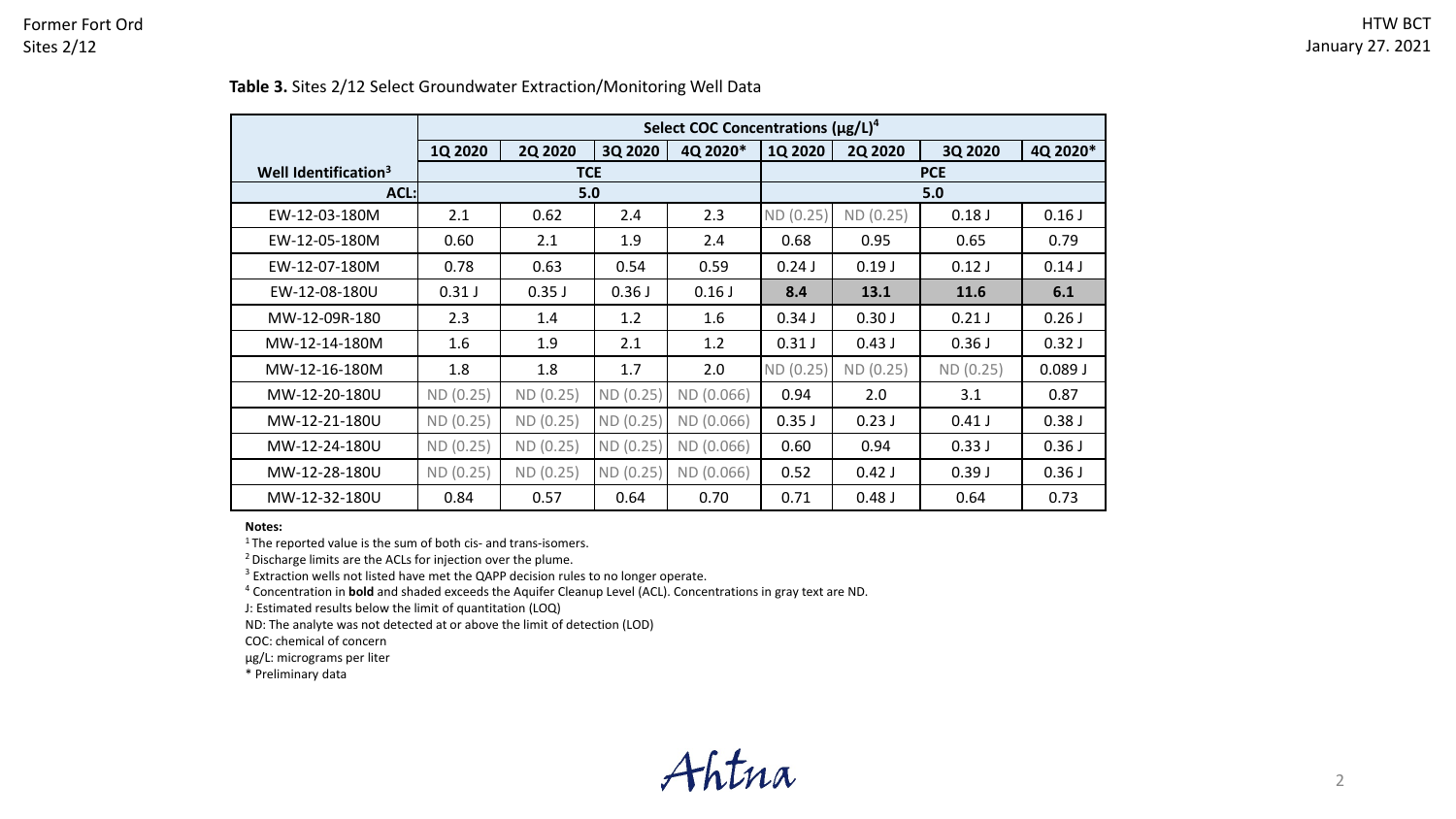**Table 3.** Sites 2/12 Select Groundwater Extraction/Monitoring Well Data

| | Select COC Concentrations (μg/L)[4] | | | | | | | |
|---|---|---|---|---|---|---|---|---|
| | 1Q 2020 | 2Q 2020 | 3Q 2020 | 4Q 2020* | 1Q 2020 | 2Q 2020 | 3Q 2020 | 4Q 2020* |
| **Well Identification[3]** | **TCE** | | | | **PCE** | | | |
| **ACL:** | **5.0** | | | | **5.0** | | | |
| EW-12-03-180M | 2.1 | 0.62 | 2.4 | 2.3 | ND (0.25) | ND (0.25) | 0.18 J | 0.16 J |
| EW-12-05-180M | 0.60 | 2.1 | 1.9 | 2.4 | 0.68 | 0.95 | 0.65 | 0.79 |
| EW-12-07-180M | 0.78 | 0.63 | 0.54 | 0.59 | 0.24 J | 0.19 J | 0.12 J | 0.14 J |
| EW-12-08-180U | 0.31 J | 0.35 J | 0.36 J | 0.16 J | **8.4** | **13.1** | **11.6** | **6.1** |
| MW-12-09R-180 | 2.3 | 1.4 | 1.2 | 1.6 | 0.34 J | 0.30 J | 0.21 J | 0.26 J |
| MW-12-14-180M | 1.6 | 1.9 | 2.1 | 1.2 | 0.31 J | 0.43 J | 0.36 J | 0.32 J |
| MW-12-16-180M | 1.8 | 1.8 | 1.7 | 2.0 | ND (0.25) | ND (0.25) | ND (0.25) | 0.089 J |
| MW-12-20-180U | ND (0.25) | ND (0.25) | ND (0.25) | ND (0.066) | 0.94 | 2.0 | 3.1 | 0.87 |
| MW-12-21-180U | ND (0.25) | ND (0.25) | ND (0.25) | ND (0.066) | 0.35 J | 0.23 J | 0.41 J | 0.38 J |
| MW-12-24-180U | ND (0.25) | ND (0.25) | ND (0.25) | ND (0.066) | 0.60 | 0.94 | 0.33 J | 0.36 J |
| MW-12-28-180U | ND (0.25) | ND (0.25) | ND (0.25) | ND (0.066) | 0.52 | 0.42 J | 0.39 J | 0.36 J |
| MW-12-32-180U | 0.84 | 0.57 | 0.64 | 0.70 | 0.71 | 0.48 J | 0.64 | 0.73 |

**Notes:**

[1] The reported value is the sum of both cis- and trans-isomers.

[2] Discharge limits are the ACLs for injection over the plume.

[3] Extraction wells not listed have met the QAPP decision rules to no longer operate.

[4] Concentration in **bold** and shaded exceeds the Aquifer Cleanup Level (ACL). Concentrations in gray text are ND.

J: Estimated results below the limit of quantitation (LOQ)

ND: The analyte was not detected at or above the limit of detection (LOD)

COC: chemical of concern

μg/L: micrograms per liter

\* Preliminary data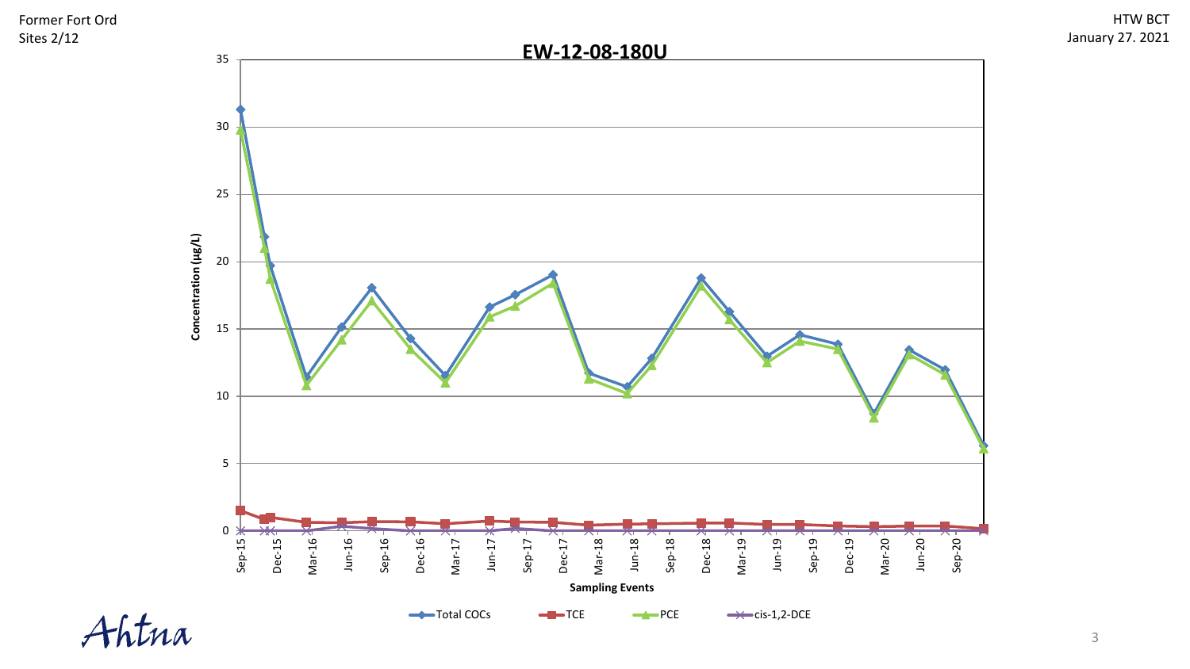Former Fort Ord
Sites 2/12

HTW BCT
January 27. 2021

# EW-12-08-180U

Concentration (µg/L)

Sampling Events

Sep-15, Dec-15, Mar-16, Jun-16, Sep-16, Dec-16, Mar-17, Jun-17, Sep-17, Dec-17, Mar-18, Jun-18, Sep-18, Dec-18, Mar-19, Jun-19, Sep-19, Dec-19, Mar-20, Jun-20, Sep-20

Total COCs — TCE — PCE — cis-1,2-DCE

Ahtna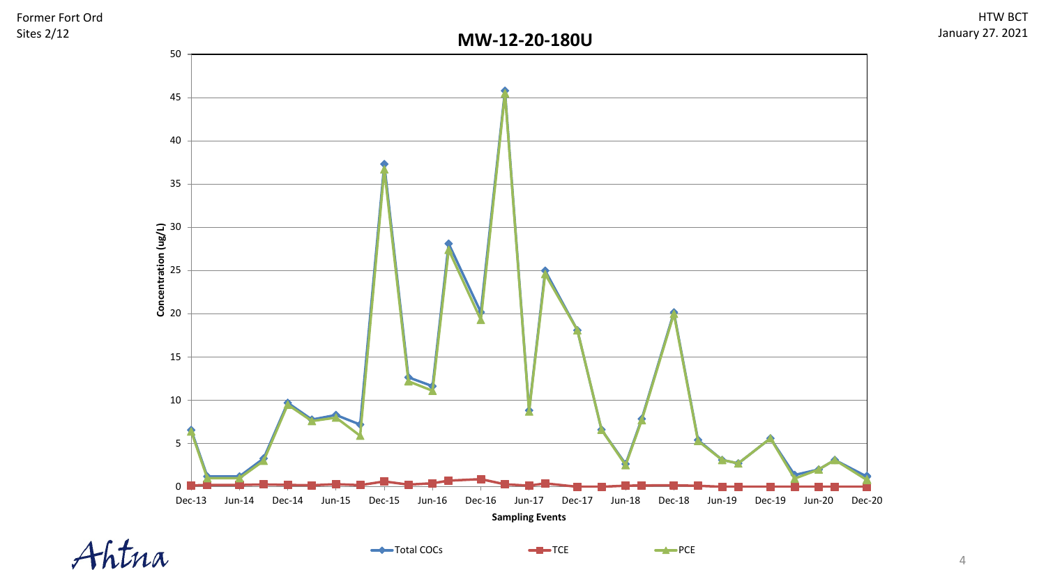Former Fort Ord
Sites 2/12

HTW BCT
January 27. 2021

## MW-12-20-180U

Concentration (ug/L)

Sampling Events

Dec-13, Jun-14, Dec-14, Jun-15, Dec-15, Jun-16, Dec-16, Jun-17, Dec-17, Jun-18, Dec-18, Jun-19, Dec-19, Jun-20, Dec-20

Total COCs — TCE — PCE

Ahtna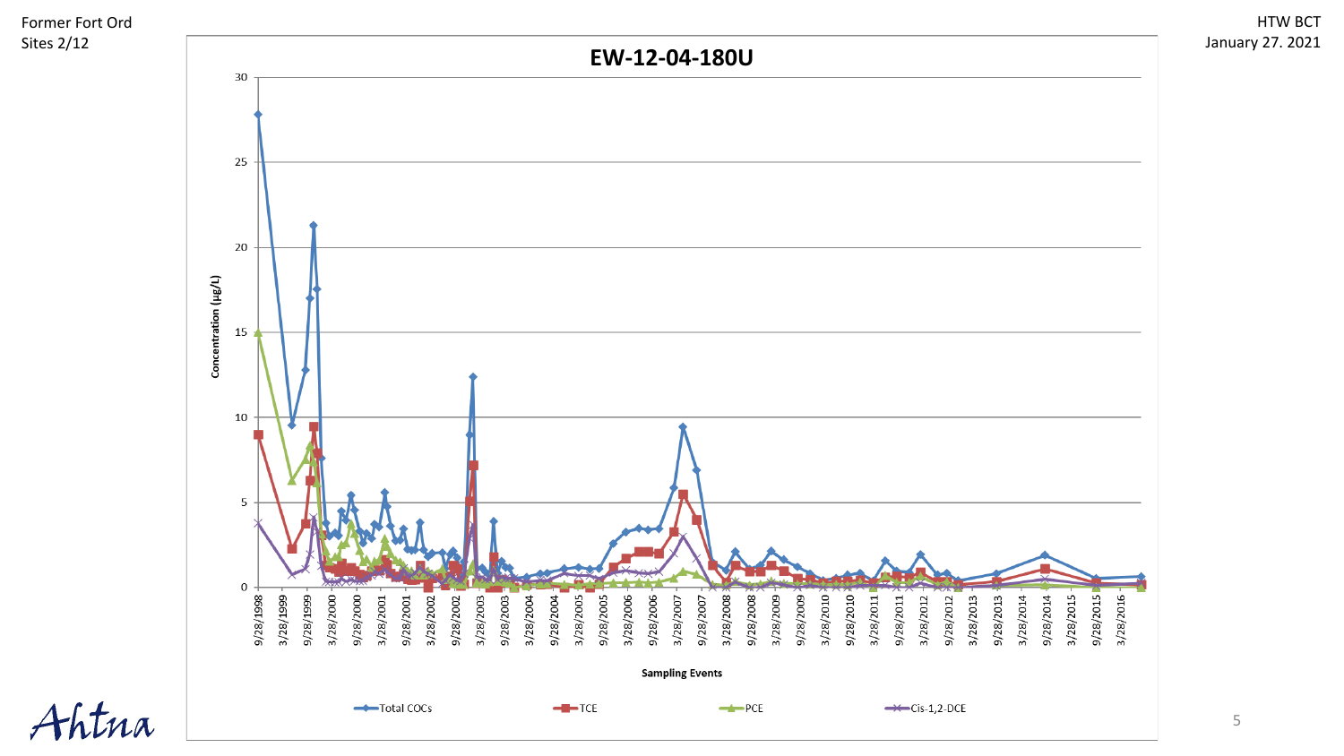Former Fort Ord
Sites 2/12

HTW BCT
January 27. 2021

# EW-12-04-180U

Concentration (µg/L)

Sampling Events

Total COCs — TCE — PCE — Cis-1,2-DCE

Ahtna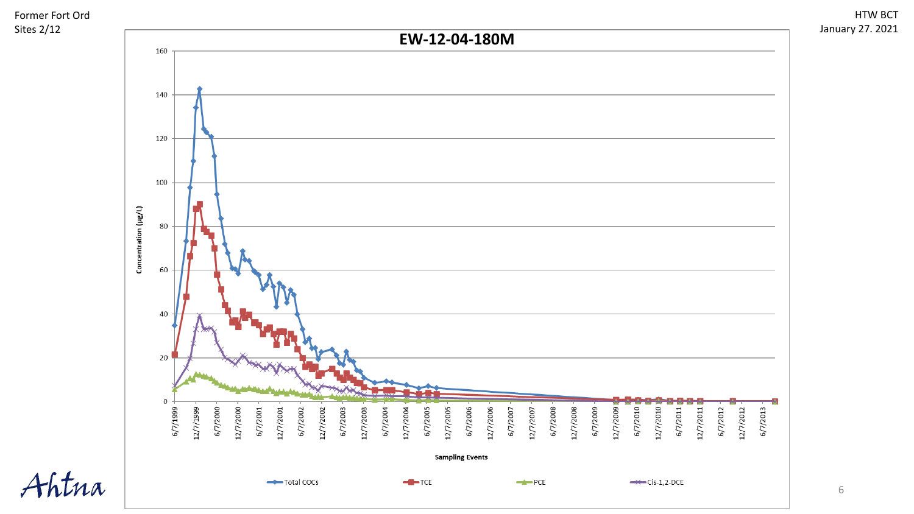# EW-12-04-180M

Concentration (µg/L)

Sampling Events

Total COCs — TCE — PCE — Cis-1,2-DCE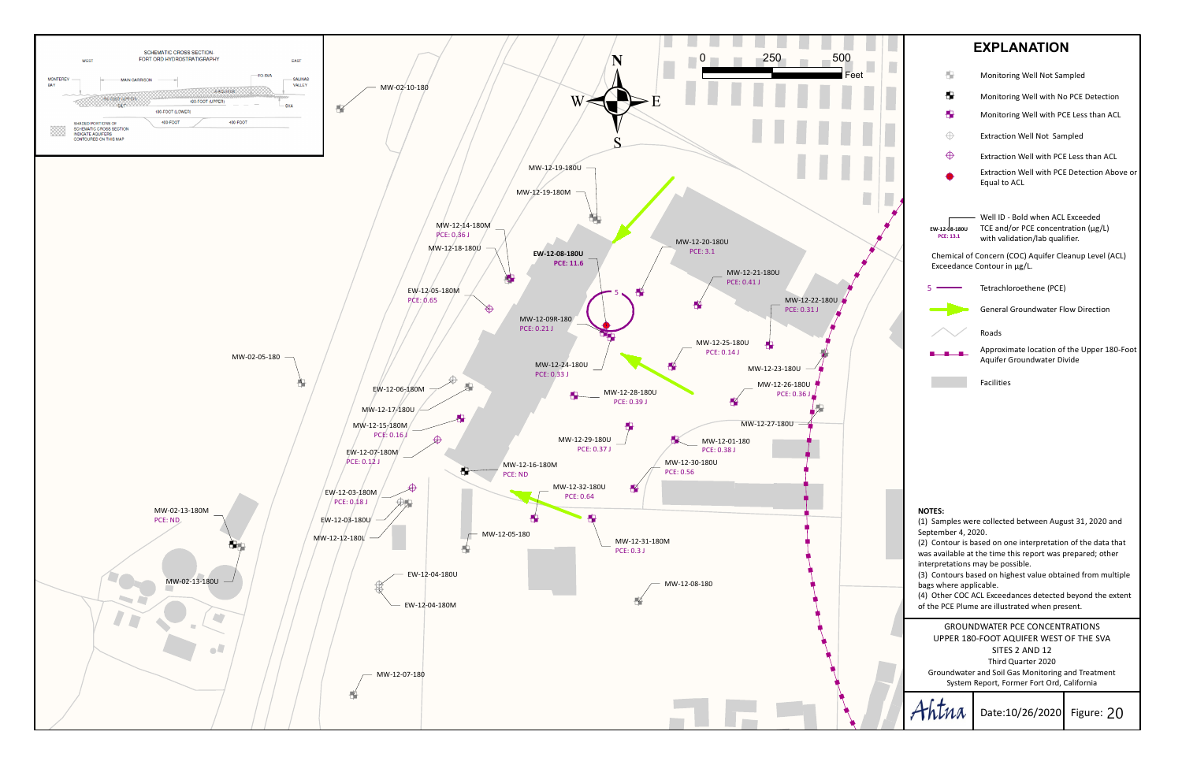SCHEMATIC CROSS SECTION-
FORT ORD HYDROSTRATIGRAPHY

WEST

EAST

MONTEREY BAY

MAIN GARRISON

FO-SVA

SALINAS VALLEY

A-AQUIFER

180-FOOT (UPPER)

SVA

180-FOOT (LOWER)

400 FOOT

400 FOOT

SHADED PORTIONS OF SCHEMATIC CROSS SECTION INDICATE AQUIFERS CONTOURED ON THIS MAP

N
S
E
W

0
250
500
Feet

MW-02-10-180

MW-12-19-180U

MW-12-19-180M

MW-12-14-180M
PCE: 0.36 J

MW-12-18-180U

**EW-12-08-180U**
**PCE: 11.6**

MW-12-20-180U
PCE: 3.1

MW-12-21-180U
PCE: 0.41 J

MW-12-22-180U
PCE: 0.31 J

EW-12-05-180M
PCE: 0.65

5

MW-12-09R-180
PCE: 0.21 J

MW-12-25-180U
PCE: 0.14 J

MW-02-05-180

MW-12-24-180U
PCE: 0.33 J

MW-12-23-180U

MW-12-26-180U
PCE: 0.36 J

EW-12-06-180M

MW-12-28-180U
PCE: 0.39 J

MW-12-17-180U

MW-12-27-180U

MW-12-15-180M
PCE: 0.16 J

MW-12-29-180U
PCE: 0.37 J

MW-12-01-180
PCE: 0.38 J

EW-12-07-180M
PCE: 0.12 J

MW-12-16-180M
PCE: ND

MW-12-30-180U
PCE: 0.56

EW-12-03-180M
PCE: 0.18 J

MW-12-32-180U
PCE: 0.64

MW-02-13-180M
PCE: ND

EW-12-03-180U

MW-12-12-180L

MW-12-05-180

MW-12-31-180M
PCE: 0.3 J

MW-02-13-180U

EW-12-04-180U

MW-12-08-180

EW-12-04-180M

MW-12-07-180

## EXPLANATION

Monitoring Well Not Sampled

Monitoring Well with No PCE Detection

Monitoring Well with PCE Less than ACL

Extraction Well Not Sampled

Extraction Well with PCE Less than ACL

Extraction Well with PCE Detection Above or Equal to ACL

EW-12-08-180U
PCE: 13.1

Well ID - Bold when ACL Exceeded
TCE and/or PCE concentration (µg/L) with validation/lab qualifier.

Chemical of Concern (COC) Aquifer Cleanup Level (ACL) Exceedance Contour in µg/L.

5 Tetrachloroethene (PCE)

General Groundwater Flow Direction

Roads

Approximate location of the Upper 180-Foot Aquifer Groundwater Divide

Facilities

**NOTES:**

(1) Samples were collected between August 31, 2020 and September 4, 2020.
(2) Contour is based on one interpretation of the data that was available at the time this report was prepared; other interpretations may be possible.
(3) Contours based on highest value obtained from multiple bags where applicable.
(4) Other COC ACL Exceedances detected beyond the extent of the PCE Plume are illustrated when present.

GROUNDWATER PCE CONCENTRATIONS
UPPER 180-FOOT AQUIFER WEST OF THE SVA
SITES 2 AND 12
Third Quarter 2020
Groundwater and Soil Gas Monitoring and Treatment System Report, Former Fort Ord, California

Ahtna

Date:10/26/2020

Figure: 20